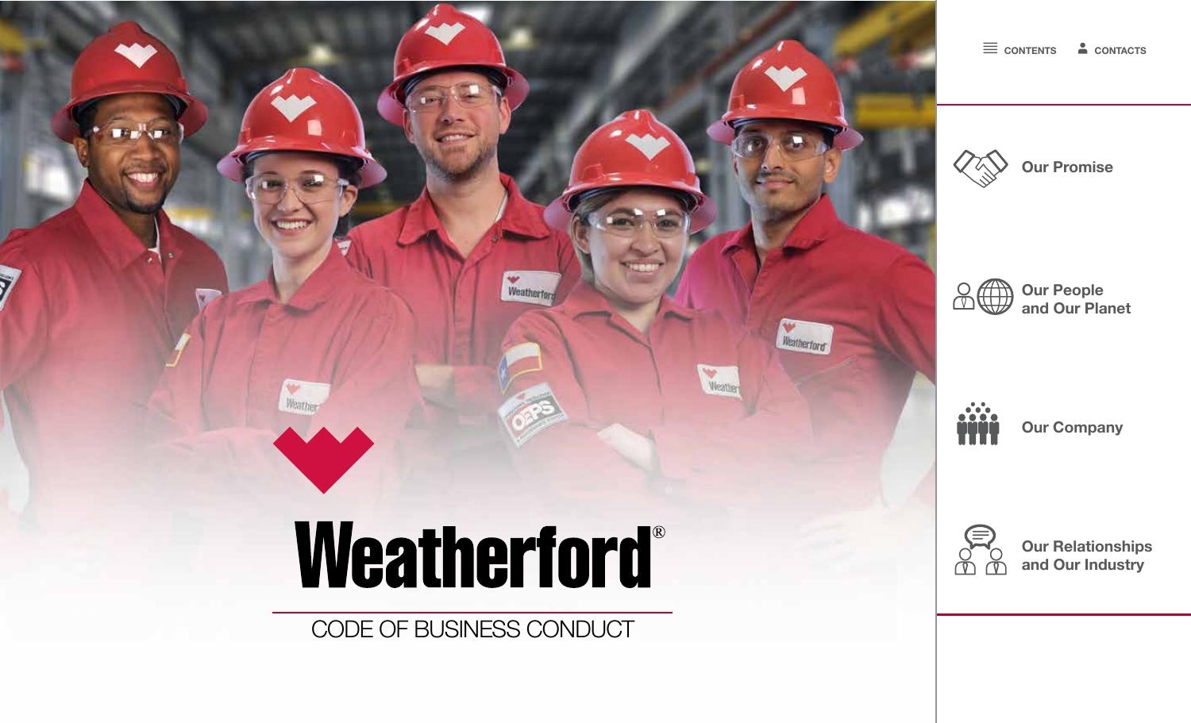# Weatherford®

## CODE OF BUSINESS CONDUCT

CONTENTS CONTACTS

- Our Promise
- Our People and Our Planet
- Our Company
- Our Relationships and Our Industry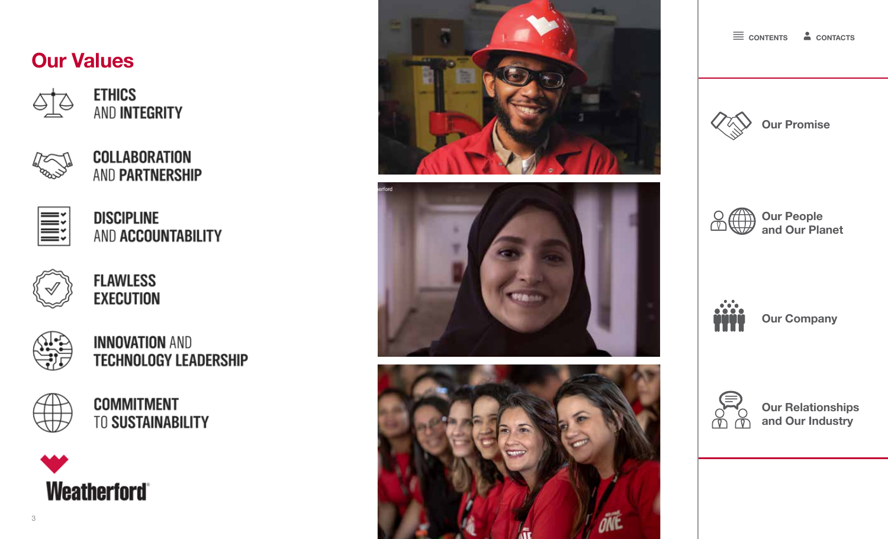## Our Values

- ETHICS AND INTEGRITY
- COLLABORATION AND PARTNERSHIP
- DISCIPLINE AND ACCOUNTABILITY
- FLAWLESS EXECUTION
- INNOVATION AND TECHNOLOGY LEADERSHIP
- COMMITMENT TO SUSTAINABILITY

Weatherford®

CONTENTS CONTACTS

- Our Promise
- Our People and Our Planet
- Our Company
- Our Relationships and Our Industry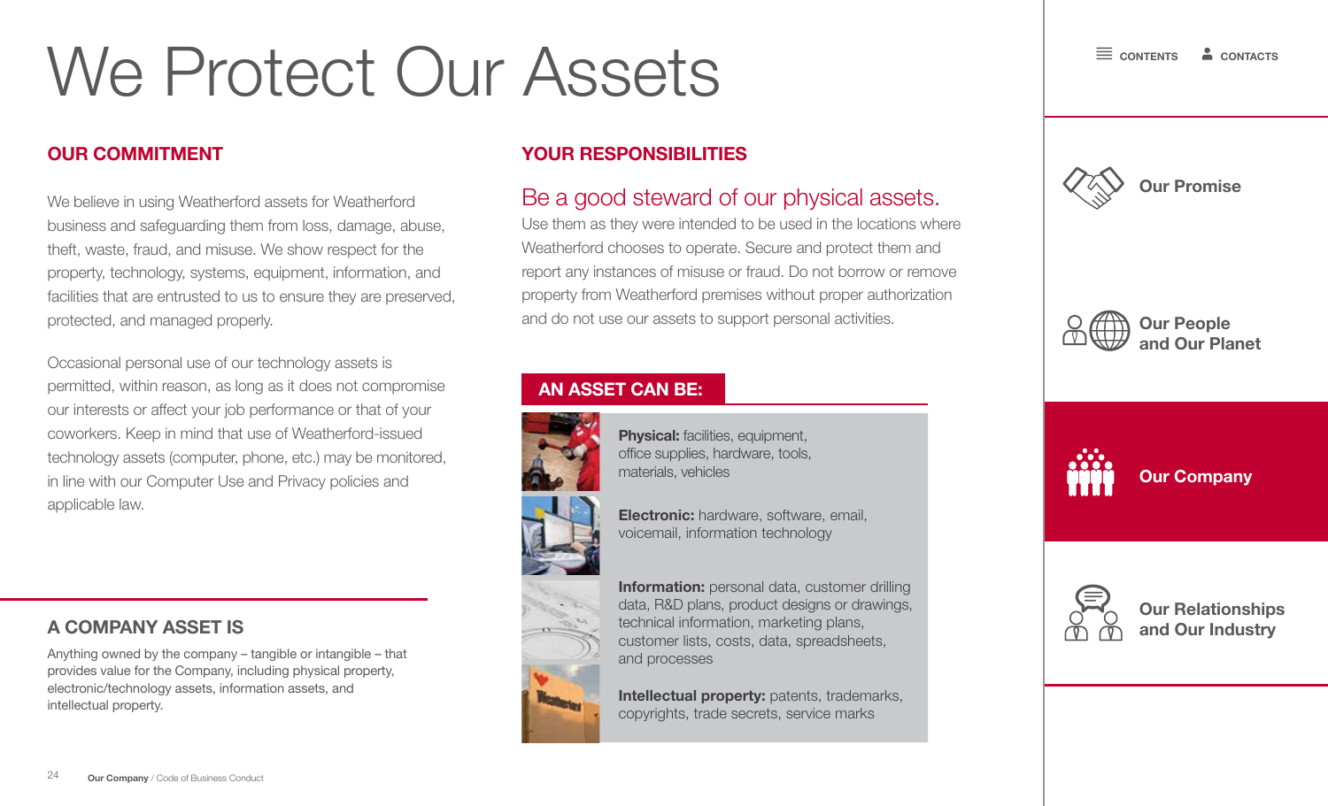# We Protect Our Assets

## OUR COMMITMENT

We believe in using Weatherford assets for Weatherford business and safeguarding them from loss, damage, abuse, theft, waste, fraud, and misuse. We show respect for the property, technology, systems, equipment, information, and facilities that are entrusted to us to ensure they are preserved, protected, and managed properly.

Occasional personal use of our technology assets is permitted, within reason, as long as it does not compromise our interests or affect your job performance or that of your coworkers. Keep in mind that use of Weatherford-issued technology assets (computer, phone, etc.) may be monitored, in line with our Computer Use and Privacy policies and applicable law.

## A COMPANY ASSET IS

Anything owned by the company – tangible or intangible – that provides value for the Company, including physical property, electronic/technology assets, information assets, and intellectual property.

## YOUR RESPONSIBILITIES

### Be a good steward of our physical assets.

Use them as they were intended to be used in the locations where Weatherford chooses to operate. Secure and protect them and report any instances of misuse or fraud. Do not borrow or remove property from Weatherford premises without proper authorization and do not use our assets to support personal activities.

## AN ASSET CAN BE:

**Physical:** facilities, equipment, office supplies, hardware, tools, materials, vehicles

**Electronic:** hardware, software, email, voicemail, information technology

**Information:** personal data, customer drilling data, R&D plans, product designs or drawings, technical information, marketing plans, customer lists, costs, data, spreadsheets, and processes

**Intellectual property:** patents, trademarks, copyrights, trade secrets, service marks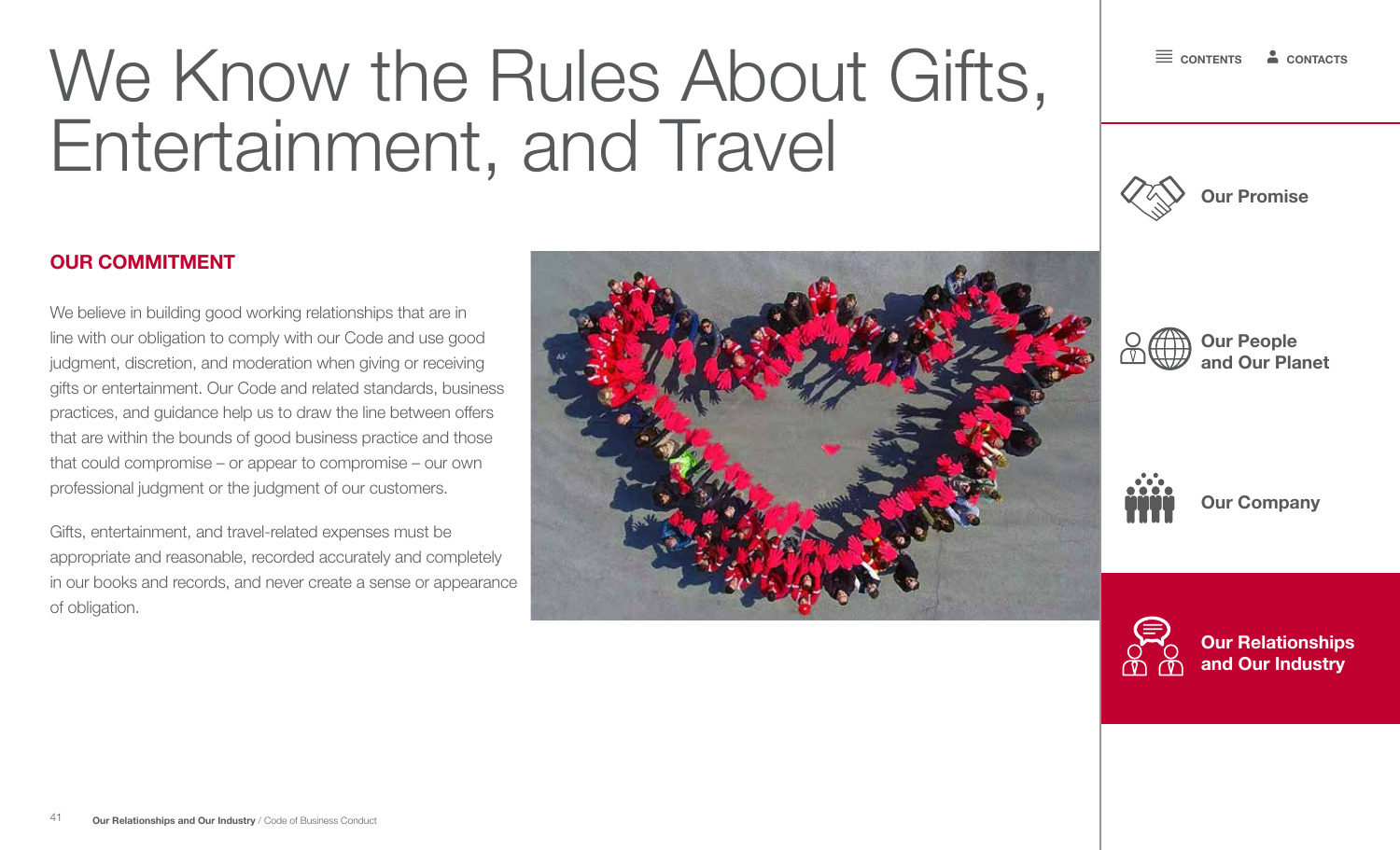# We Know the Rules About Gifts, Entertainment, and Travel

## OUR COMMITMENT

We believe in building good working relationships that are in line with our obligation to comply with our Code and use good judgment, discretion, and moderation when giving or receiving gifts or entertainment. Our Code and related standards, business practices, and guidance help us to draw the line between offers that are within the bounds of good business practice and those that could compromise – or appear to compromise – our own professional judgment or the judgment of our customers.

Gifts, entertainment, and travel-related expenses must be appropriate and reasonable, recorded accurately and completely in our books and records, and never create a sense or appearance of obligation.